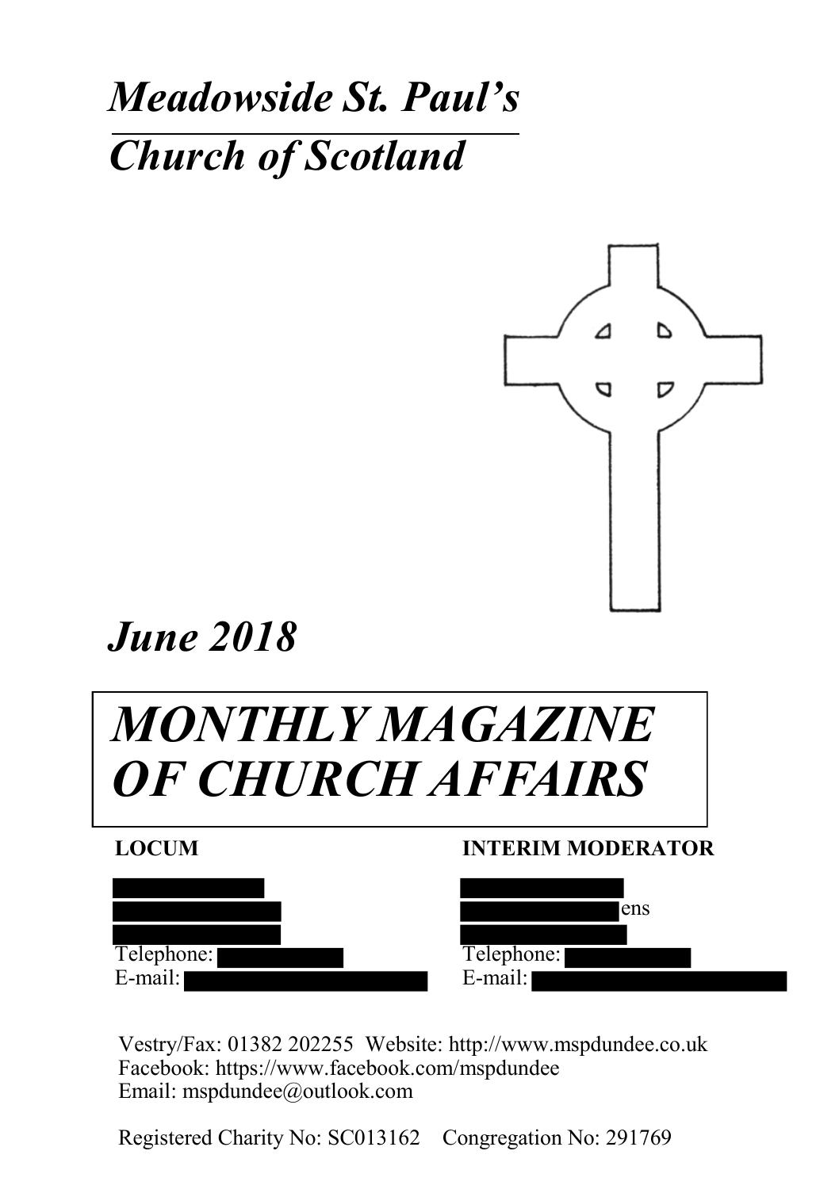# *Meadowside St. Paul's*

# *Church of Scotland*

## *June 2018*

# *MONTHLY MAGAZINE OF CHURCH AFFAIRS*

**LOCUM**

Telephone:
E-mail:

**INTERIM MODERATOR**

ens
Telephone:
E-mail:

Vestry/Fax: 01382 202255 Website: http://www.mspdundee.co.uk
Facebook: https://www.facebook.com/mspdundee
Email: mspdundee@outlook.com

Registered Charity No: SC013162 Congregation No: 291769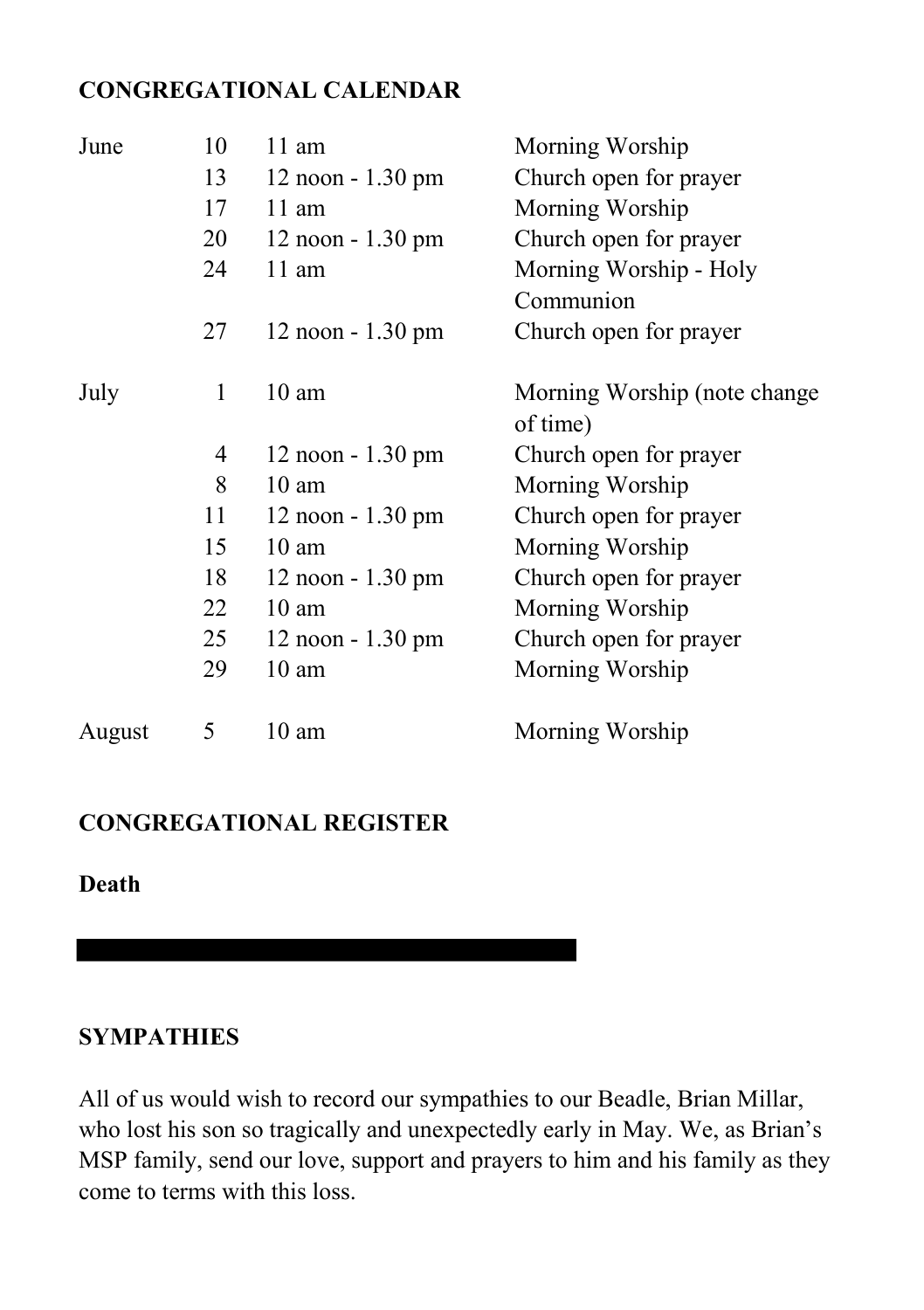## CONGREGATIONAL CALENDAR

| Month | Date | Time | Event |
|---|---|---|---|
| June | 10 | 11 am | Morning Worship |
| | 13 | 12 noon - 1.30 pm | Church open for prayer |
| | 17 | 11 am | Morning Worship |
| | 20 | 12 noon - 1.30 pm | Church open for prayer |
| | 24 | 11 am | Morning Worship - Holy Communion |
| | 27 | 12 noon - 1.30 pm | Church open for prayer |
| July | 1 | 10 am | Morning Worship (note change of time) |
| | 4 | 12 noon - 1.30 pm | Church open for prayer |
| | 8 | 10 am | Morning Worship |
| | 11 | 12 noon - 1.30 pm | Church open for prayer |
| | 15 | 10 am | Morning Worship |
| | 18 | 12 noon - 1.30 pm | Church open for prayer |
| | 22 | 10 am | Morning Worship |
| | 25 | 12 noon - 1.30 pm | Church open for prayer |
| | 29 | 10 am | Morning Worship |
| August | 5 | 10 am | Morning Worship |

## CONGREGATIONAL REGISTER

**Death**

## SYMPATHIES

All of us would wish to record our sympathies to our Beadle, Brian Millar, who lost his son so tragically and unexpectedly early in May. We, as Brian's MSP family, send our love, support and prayers to him and his family as they come to terms with this loss.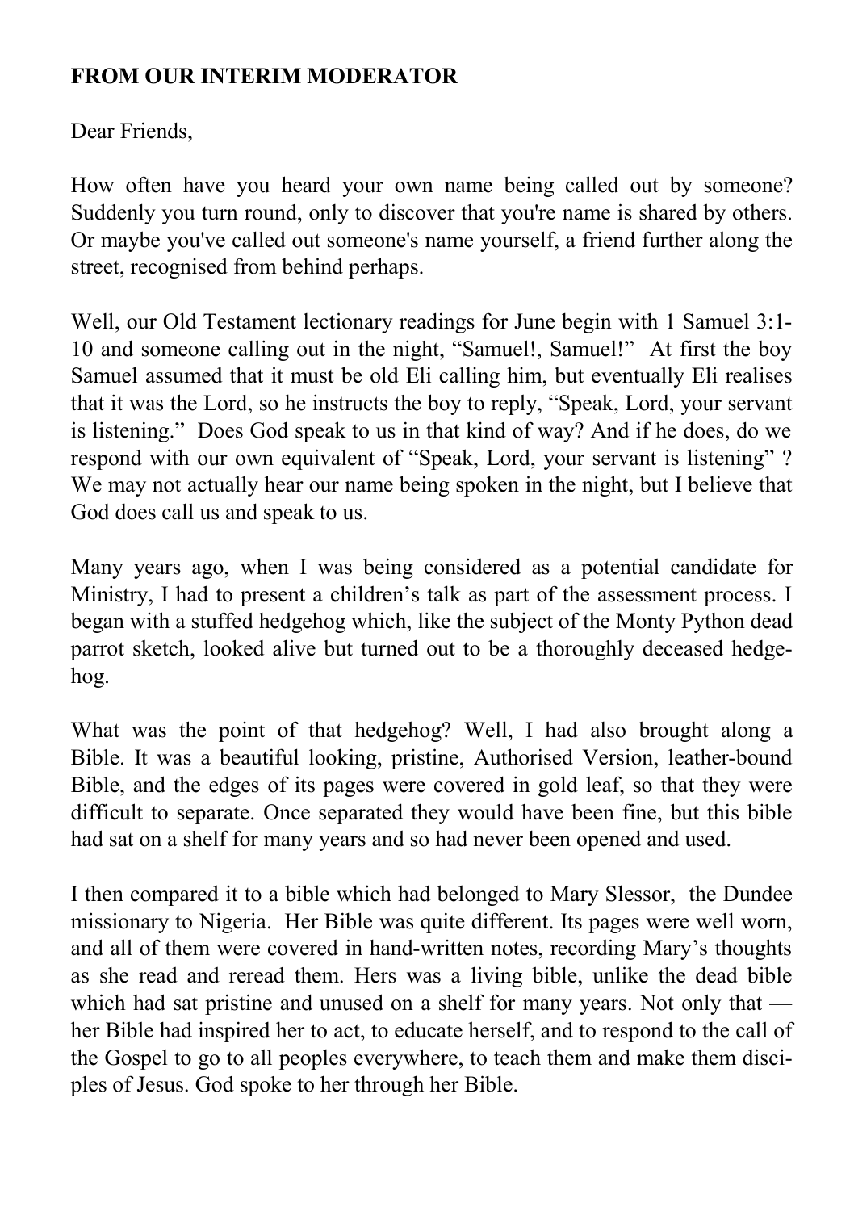**FROM OUR INTERIM MODERATOR**

Dear Friends,

How often have you heard your own name being called out by someone? Suddenly you turn round, only to discover that you're name is shared by others. Or maybe you've called out someone's name yourself, a friend further along the street, recognised from behind perhaps.

Well, our Old Testament lectionary readings for June begin with 1 Samuel 3:1-10 and someone calling out in the night, "Samuel!, Samuel!" At first the boy Samuel assumed that it must be old Eli calling him, but eventually Eli realises that it was the Lord, so he instructs the boy to reply, "Speak, Lord, your servant is listening." Does God speak to us in that kind of way? And if he does, do we respond with our own equivalent of "Speak, Lord, your servant is listening" ? We may not actually hear our name being spoken in the night, but I believe that God does call us and speak to us.

Many years ago, when I was being considered as a potential candidate for Ministry, I had to present a children's talk as part of the assessment process. I began with a stuffed hedgehog which, like the subject of the Monty Python dead parrot sketch, looked alive but turned out to be a thoroughly deceased hedgehog.

What was the point of that hedgehog? Well, I had also brought along a Bible. It was a beautiful looking, pristine, Authorised Version, leather-bound Bible, and the edges of its pages were covered in gold leaf, so that they were difficult to separate. Once separated they would have been fine, but this bible had sat on a shelf for many years and so had never been opened and used.

I then compared it to a bible which had belonged to Mary Slessor, the Dundee missionary to Nigeria. Her Bible was quite different. Its pages were well worn, and all of them were covered in hand-written notes, recording Mary's thoughts as she read and reread them. Hers was a living bible, unlike the dead bible which had sat pristine and unused on a shelf for many years. Not only that — her Bible had inspired her to act, to educate herself, and to respond to the call of the Gospel to go to all peoples everywhere, to teach them and make them disciples of Jesus. God spoke to her through her Bible.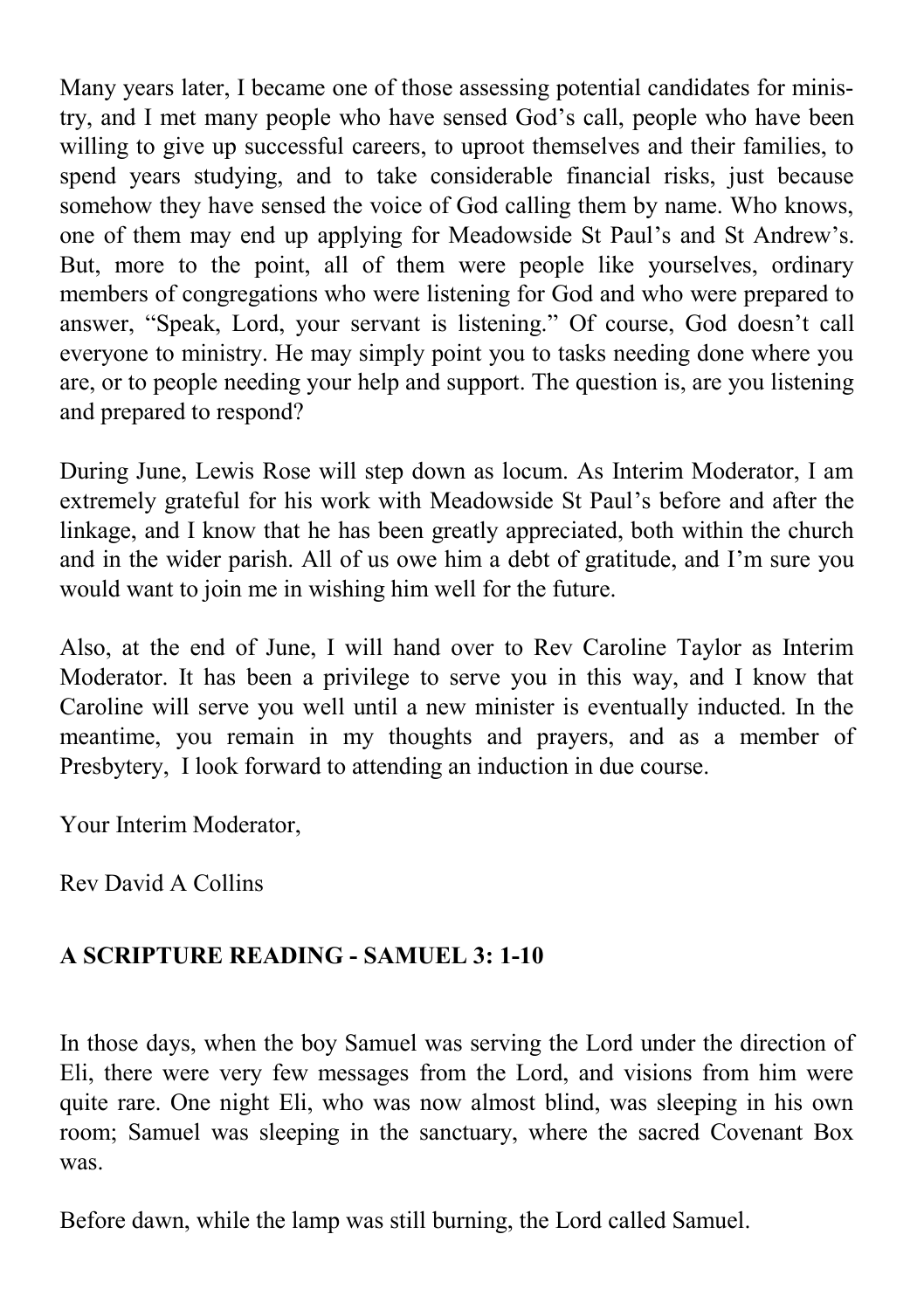Many years later, I became one of those assessing potential candidates for ministry, and I met many people who have sensed God's call, people who have been willing to give up successful careers, to uproot themselves and their families, to spend years studying, and to take considerable financial risks, just because somehow they have sensed the voice of God calling them by name. Who knows, one of them may end up applying for Meadowside St Paul's and St Andrew's. But, more to the point, all of them were people like yourselves, ordinary members of congregations who were listening for God and who were prepared to answer, "Speak, Lord, your servant is listening." Of course, God doesn't call everyone to ministry. He may simply point you to tasks needing done where you are, or to people needing your help and support. The question is, are you listening and prepared to respond?

During June, Lewis Rose will step down as locum. As Interim Moderator, I am extremely grateful for his work with Meadowside St Paul's before and after the linkage, and I know that he has been greatly appreciated, both within the church and in the wider parish. All of us owe him a debt of gratitude, and I'm sure you would want to join me in wishing him well for the future.

Also, at the end of June, I will hand over to Rev Caroline Taylor as Interim Moderator. It has been a privilege to serve you in this way, and I know that Caroline will serve you well until a new minister is eventually inducted. In the meantime, you remain in my thoughts and prayers, and as a member of Presbytery, I look forward to attending an induction in due course.

Your Interim Moderator,

Rev David A Collins

**A SCRIPTURE READING - SAMUEL 3: 1-10**

In those days, when the boy Samuel was serving the Lord under the direction of Eli, there were very few messages from the Lord, and visions from him were quite rare. One night Eli, who was now almost blind, was sleeping in his own room; Samuel was sleeping in the sanctuary, where the sacred Covenant Box was.

Before dawn, while the lamp was still burning, the Lord called Samuel.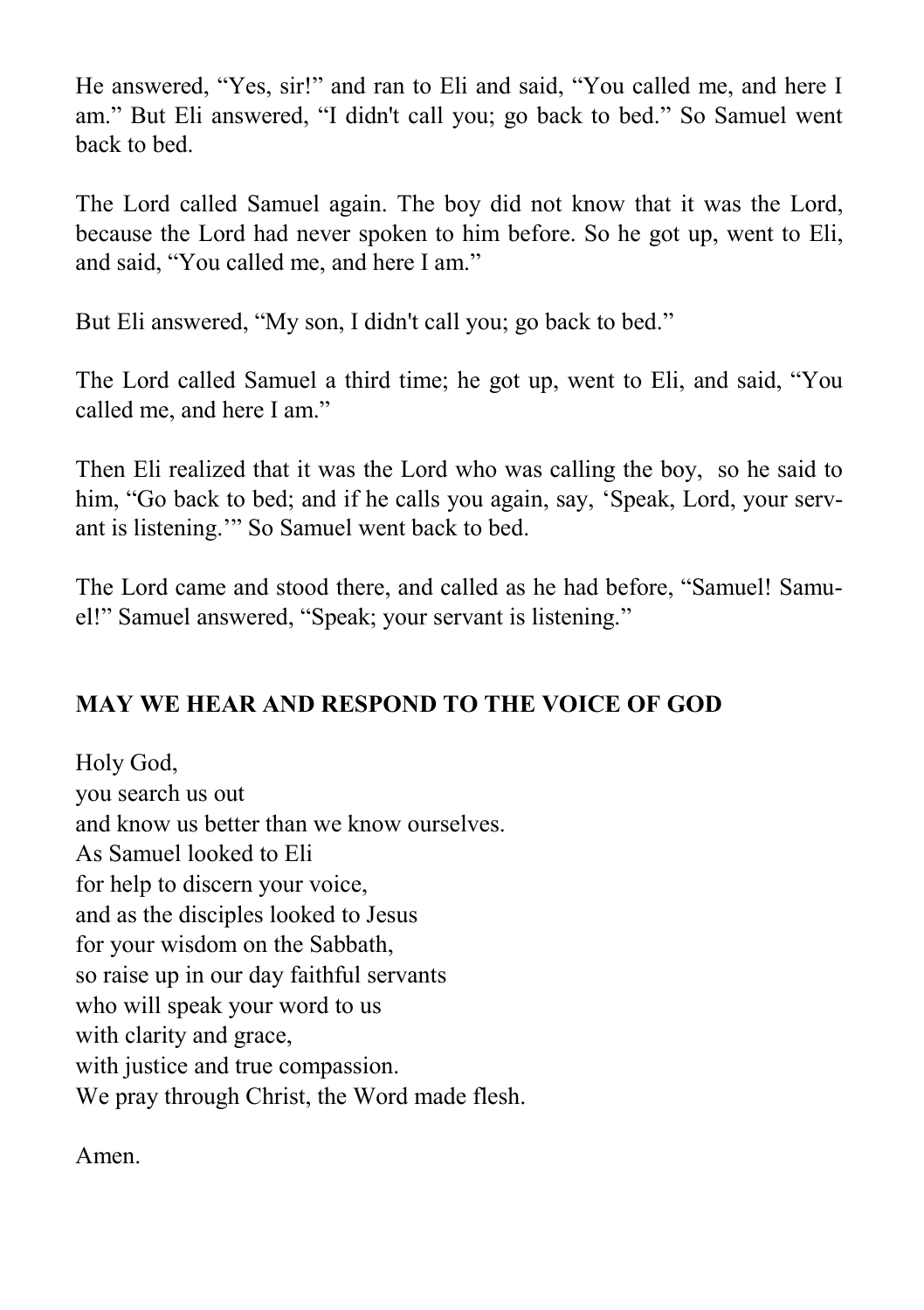He answered, "Yes, sir!" and ran to Eli and said, "You called me, and here I am." But Eli answered, "I didn't call you; go back to bed." So Samuel went back to bed.

The Lord called Samuel again. The boy did not know that it was the Lord, because the Lord had never spoken to him before. So he got up, went to Eli, and said, "You called me, and here I am."

But Eli answered, "My son, I didn't call you; go back to bed."

The Lord called Samuel a third time; he got up, went to Eli, and said, "You called me, and here I am."

Then Eli realized that it was the Lord who was calling the boy, so he said to him, "Go back to bed; and if he calls you again, say, 'Speak, Lord, your servant is listening.'" So Samuel went back to bed.

The Lord came and stood there, and called as he had before, "Samuel! Samuel!" Samuel answered, "Speak; your servant is listening."

**MAY WE HEAR AND RESPOND TO THE VOICE OF GOD**

Holy God,
you search us out
and know us better than we know ourselves.
As Samuel looked to Eli
for help to discern your voice,
and as the disciples looked to Jesus
for your wisdom on the Sabbath,
so raise up in our day faithful servants
who will speak your word to us
with clarity and grace,
with justice and true compassion.
We pray through Christ, the Word made flesh.

Amen.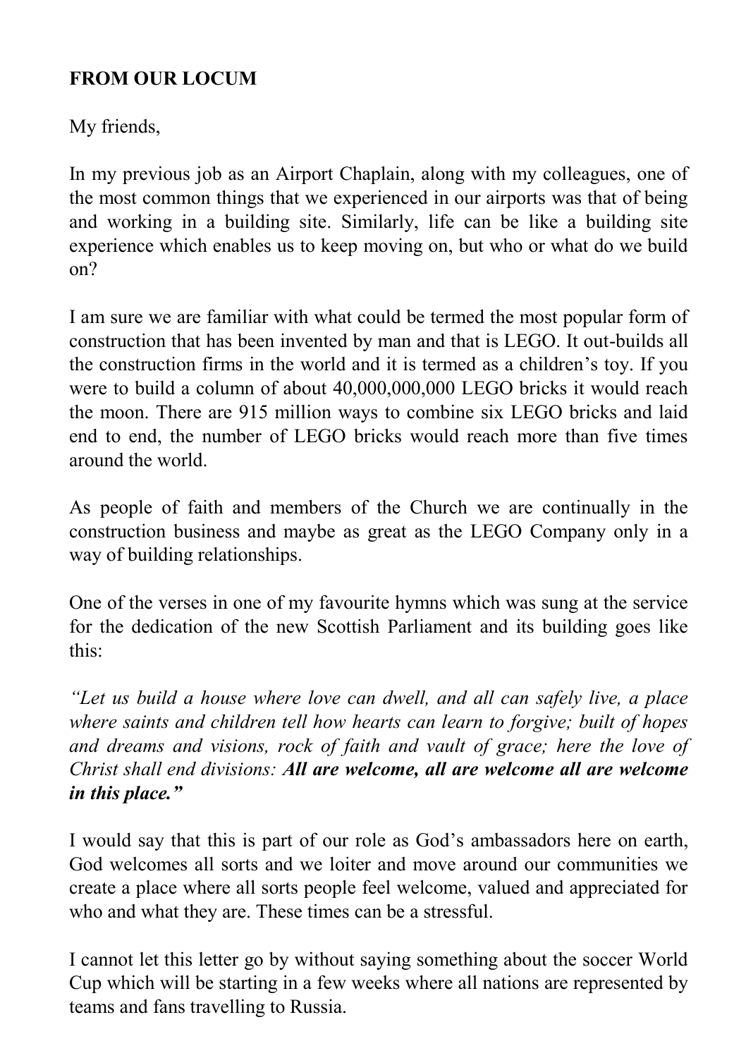**FROM OUR LOCUM**

My friends,

In my previous job as an Airport Chaplain, along with my colleagues, one of the most common things that we experienced in our airports was that of being and working in a building site. Similarly, life can be like a building site experience which enables us to keep moving on, but who or what do we build on?

I am sure we are familiar with what could be termed the most popular form of construction that has been invented by man and that is LEGO. It out-builds all the construction firms in the world and it is termed as a children's toy. If you were to build a column of about 40,000,000,000 LEGO bricks it would reach the moon. There are 915 million ways to combine six LEGO bricks and laid end to end, the number of LEGO bricks would reach more than five times around the world.

As people of faith and members of the Church we are continually in the construction business and maybe as great as the LEGO Company only in a way of building relationships.

One of the verses in one of my favourite hymns which was sung at the service for the dedication of the new Scottish Parliament and its building goes like this:

*"Let us build a house where love can dwell, and all can safely live, a place where saints and children tell how hearts can learn to forgive; built of hopes and dreams and visions, rock of faith and vault of grace; here the love of Christ shall end divisions:* ***All are welcome, all are welcome all are welcome in this place."***

I would say that this is part of our role as God's ambassadors here on earth, God welcomes all sorts and we loiter and move around our communities we create a place where all sorts people feel welcome, valued and appreciated for who and what they are. These times can be a stressful.

I cannot let this letter go by without saying something about the soccer World Cup which will be starting in a few weeks where all nations are represented by teams and fans travelling to Russia.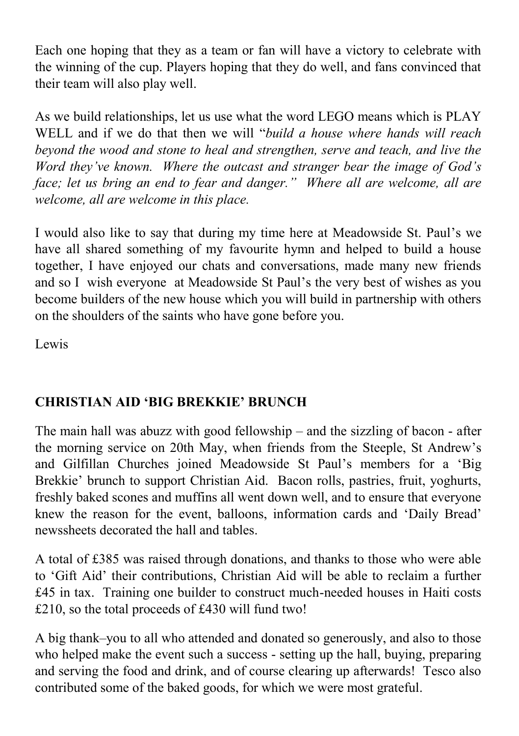Each one hoping that they as a team or fan will have a victory to celebrate with the winning of the cup. Players hoping that they do well, and fans convinced that their team will also play well.

As we build relationships, let us use what the word LEGO means which is PLAY WELL and if we do that then we will "*build a house where hands will reach beyond the wood and stone to heal and strengthen, serve and teach, and live the Word they've known. Where the outcast and stranger bear the image of God's face; let us bring an end to fear and danger." Where all are welcome, all are welcome, all are welcome in this place.*

I would also like to say that during my time here at Meadowside St. Paul's we have all shared something of my favourite hymn and helped to build a house together, I have enjoyed our chats and conversations, made many new friends and so I wish everyone at Meadowside St Paul's the very best of wishes as you become builders of the new house which you will build in partnership with others on the shoulders of the saints who have gone before you.

Lewis

**CHRISTIAN AID 'BIG BREKKIE' BRUNCH**

The main hall was abuzz with good fellowship – and the sizzling of bacon - after the morning service on 20th May, when friends from the Steeple, St Andrew's and Gilfillan Churches joined Meadowside St Paul's members for a 'Big Brekkie' brunch to support Christian Aid. Bacon rolls, pastries, fruit, yoghurts, freshly baked scones and muffins all went down well, and to ensure that everyone knew the reason for the event, balloons, information cards and 'Daily Bread' newssheets decorated the hall and tables.

A total of £385 was raised through donations, and thanks to those who were able to 'Gift Aid' their contributions, Christian Aid will be able to reclaim a further £45 in tax. Training one builder to construct much-needed houses in Haiti costs £210, so the total proceeds of £430 will fund two!

A big thank–you to all who attended and donated so generously, and also to those who helped make the event such a success - setting up the hall, buying, preparing and serving the food and drink, and of course clearing up afterwards! Tesco also contributed some of the baked goods, for which we were most grateful.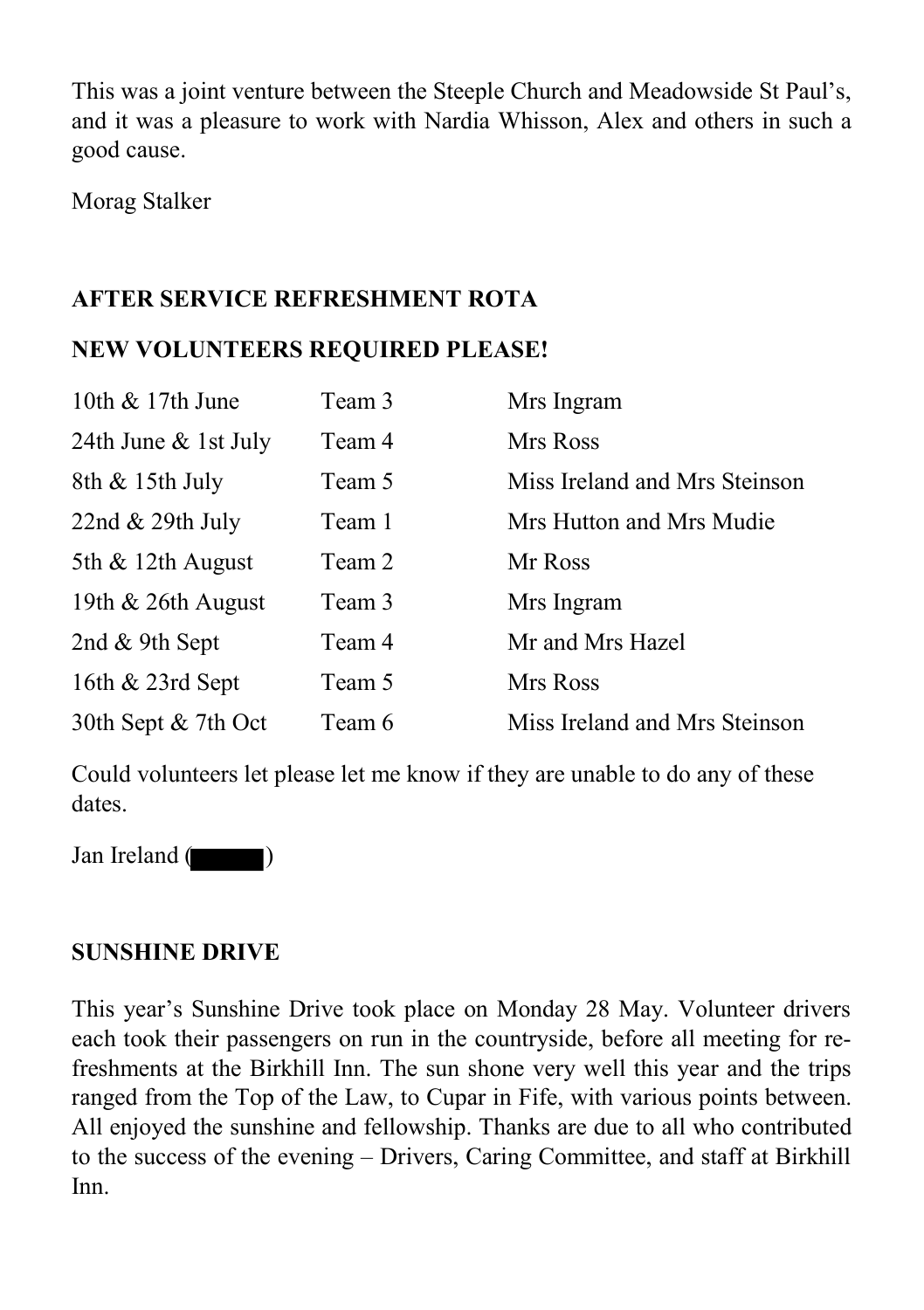This was a joint venture between the Steeple Church and Meadowside St Paul's, and it was a pleasure to work with Nardia Whisson, Alex and others in such a good cause.

Morag Stalker

## AFTER SERVICE REFRESHMENT ROTA

## NEW VOLUNTEERS REQUIRED PLEASE!

| | | |
|---|---|---|
| 10th & 17th June | Team 3 | Mrs Ingram |
| 24th June & 1st July | Team 4 | Mrs Ross |
| 8th & 15th July | Team 5 | Miss Ireland and Mrs Steinson |
| 22nd & 29th July | Team 1 | Mrs Hutton and Mrs Mudie |
| 5th & 12th August | Team 2 | Mr Ross |
| 19th & 26th August | Team 3 | Mrs Ingram |
| 2nd & 9th Sept | Team 4 | Mr and Mrs Hazel |
| 16th & 23rd Sept | Team 5 | Mrs Ross |
| 30th Sept & 7th Oct | Team 6 | Miss Ireland and Mrs Steinson |

Could volunteers let please let me know if they are unable to do any of these dates.

Jan Ireland (█████)

## SUNSHINE DRIVE

This year's Sunshine Drive took place on Monday 28 May. Volunteer drivers each took their passengers on run in the countryside, before all meeting for refreshments at the Birkhill Inn. The sun shone very well this year and the trips ranged from the Top of the Law, to Cupar in Fife, with various points between. All enjoyed the sunshine and fellowship. Thanks are due to all who contributed to the success of the evening – Drivers, Caring Committee, and staff at Birkhill Inn.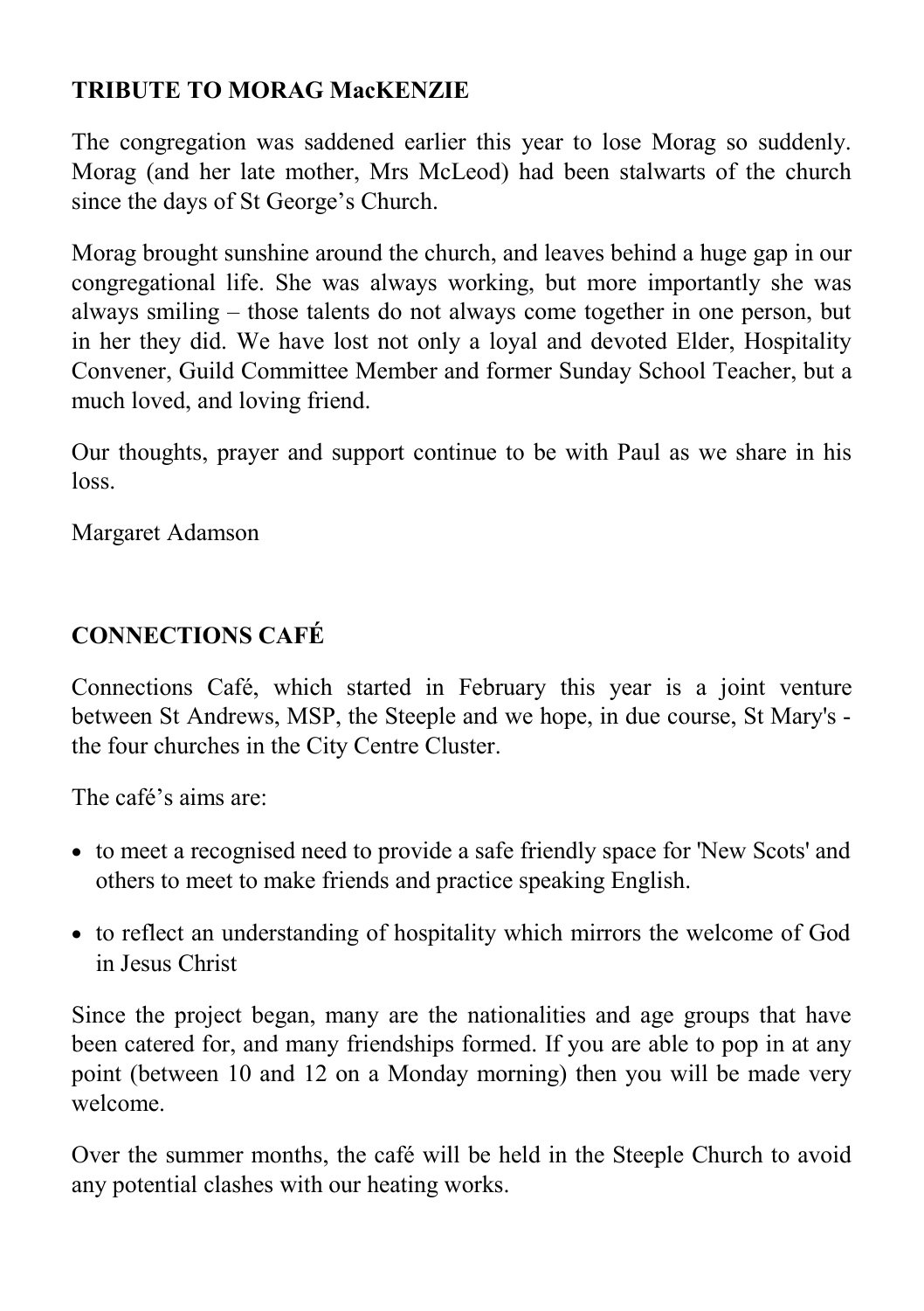## TRIBUTE TO MORAG MacKENZIE

The congregation was saddened earlier this year to lose Morag so suddenly. Morag (and her late mother, Mrs McLeod) had been stalwarts of the church since the days of St George's Church.

Morag brought sunshine around the church, and leaves behind a huge gap in our congregational life. She was always working, but more importantly she was always smiling – those talents do not always come together in one person, but in her they did. We have lost not only a loyal and devoted Elder, Hospitality Convener, Guild Committee Member and former Sunday School Teacher, but a much loved, and loving friend.

Our thoughts, prayer and support continue to be with Paul as we share in his loss.

Margaret Adamson

## CONNECTIONS CAFÉ

Connections Café, which started in February this year is a joint venture between St Andrews, MSP, the Steeple and we hope, in due course, St Mary's - the four churches in the City Centre Cluster.

The café's aims are:

- to meet a recognised need to provide a safe friendly space for 'New Scots' and others to meet to make friends and practice speaking English.
- to reflect an understanding of hospitality which mirrors the welcome of God in Jesus Christ

Since the project began, many are the nationalities and age groups that have been catered for, and many friendships formed. If you are able to pop in at any point (between 10 and 12 on a Monday morning) then you will be made very welcome.

Over the summer months, the café will be held in the Steeple Church to avoid any potential clashes with our heating works.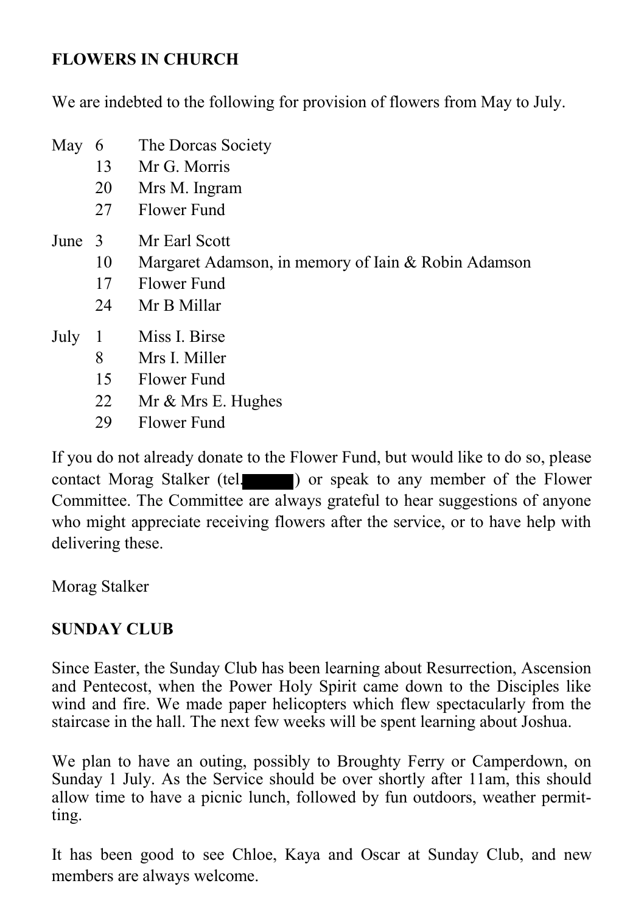**FLOWERS IN CHURCH**

We are indebted to the following for provision of flowers from May to July.

| | | |
|---|---|---|
| May | 6 | The Dorcas Society |
| | 13 | Mr G. Morris |
| | 20 | Mrs M. Ingram |
| | 27 | Flower Fund |
| June | 3 | Mr Earl Scott |
| | 10 | Margaret Adamson, in memory of Iain & Robin Adamson |
| | 17 | Flower Fund |
| | 24 | Mr B Millar |
| July | 1 | Miss I. Birse |
| | 8 | Mrs I. Miller |
| | 15 | Flower Fund |
| | 22 | Mr & Mrs E. Hughes |
| | 29 | Flower Fund |

If you do not already donate to the Flower Fund, but would like to do so, please contact Morag Stalker (tel. ) or speak to any member of the Flower Committee. The Committee are always grateful to hear suggestions of anyone who might appreciate receiving flowers after the service, or to have help with delivering these.

Morag Stalker

**SUNDAY CLUB**

Since Easter, the Sunday Club has been learning about Resurrection, Ascension and Pentecost, when the Power Holy Spirit came down to the Disciples like wind and fire. We made paper helicopters which flew spectacularly from the staircase in the hall. The next few weeks will be spent learning about Joshua.

We plan to have an outing, possibly to Broughty Ferry or Camperdown, on Sunday 1 July. As the Service should be over shortly after 11am, this should allow time to have a picnic lunch, followed by fun outdoors, weather permitting.

It has been good to see Chloe, Kaya and Oscar at Sunday Club, and new members are always welcome.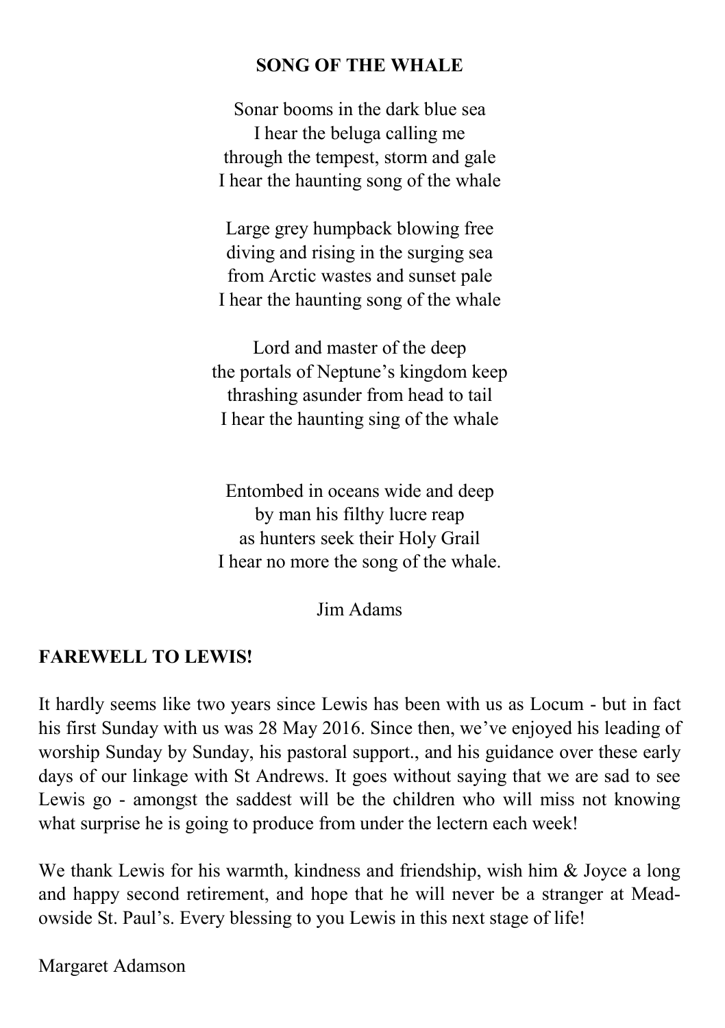## SONG OF THE WHALE

Sonar booms in the dark blue sea  
I hear the beluga calling me  
through the tempest, storm and gale  
I hear the haunting song of the whale

Large grey humpback blowing free  
diving and rising in the surging sea  
from Arctic wastes and sunset pale  
I hear the haunting song of the whale

Lord and master of the deep  
the portals of Neptune's kingdom keep  
thrashing asunder from head to tail  
I hear the haunting sing of the whale

Entombed in oceans wide and deep  
by man his filthy lucre reap  
as hunters seek their Holy Grail  
I hear no more the song of the whale.

Jim Adams

## FAREWELL TO LEWIS!

It hardly seems like two years since Lewis has been with us as Locum - but in fact his first Sunday with us was 28 May 2016. Since then, we've enjoyed his leading of worship Sunday by Sunday, his pastoral support., and his guidance over these early days of our linkage with St Andrews. It goes without saying that we are sad to see Lewis go - amongst the saddest will be the children who will miss not knowing what surprise he is going to produce from under the lectern each week!

We thank Lewis for his warmth, kindness and friendship, wish him & Joyce a long and happy second retirement, and hope that he will never be a stranger at Meadowside St. Paul's. Every blessing to you Lewis in this next stage of life!

Margaret Adamson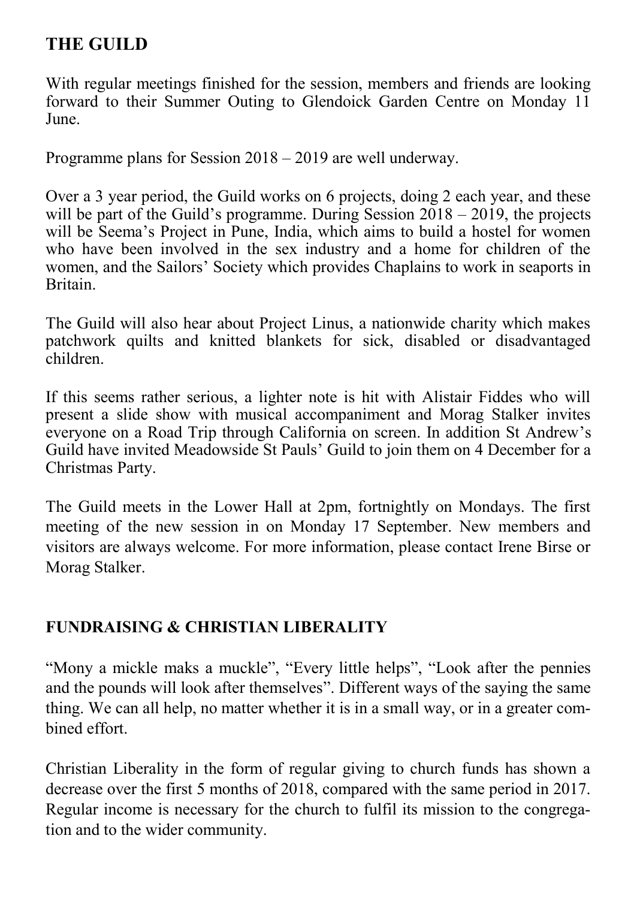## THE GUILD

With regular meetings finished for the session, members and friends are looking forward to their Summer Outing to Glendoick Garden Centre on Monday 11 June.

Programme plans for Session 2018 – 2019 are well underway.

Over a 3 year period, the Guild works on 6 projects, doing 2 each year, and these will be part of the Guild's programme. During Session 2018 – 2019, the projects will be Seema's Project in Pune, India, which aims to build a hostel for women who have been involved in the sex industry and a home for children of the women, and the Sailors' Society which provides Chaplains to work in seaports in Britain.

The Guild will also hear about Project Linus, a nationwide charity which makes patchwork quilts and knitted blankets for sick, disabled or disadvantaged children.

If this seems rather serious, a lighter note is hit with Alistair Fiddes who will present a slide show with musical accompaniment and Morag Stalker invites everyone on a Road Trip through California on screen. In addition St Andrew's Guild have invited Meadowside St Pauls' Guild to join them on 4 December for a Christmas Party.

The Guild meets in the Lower Hall at 2pm, fortnightly on Mondays. The first meeting of the new session in on Monday 17 September. New members and visitors are always welcome. For more information, please contact Irene Birse or Morag Stalker.

## FUNDRAISING & CHRISTIAN LIBERALITY

"Mony a mickle maks a muckle", "Every little helps", "Look after the pennies and the pounds will look after themselves". Different ways of the saying the same thing. We can all help, no matter whether it is in a small way, or in a greater combined effort.

Christian Liberality in the form of regular giving to church funds has shown a decrease over the first 5 months of 2018, compared with the same period in 2017. Regular income is necessary for the church to fulfil its mission to the congregation and to the wider community.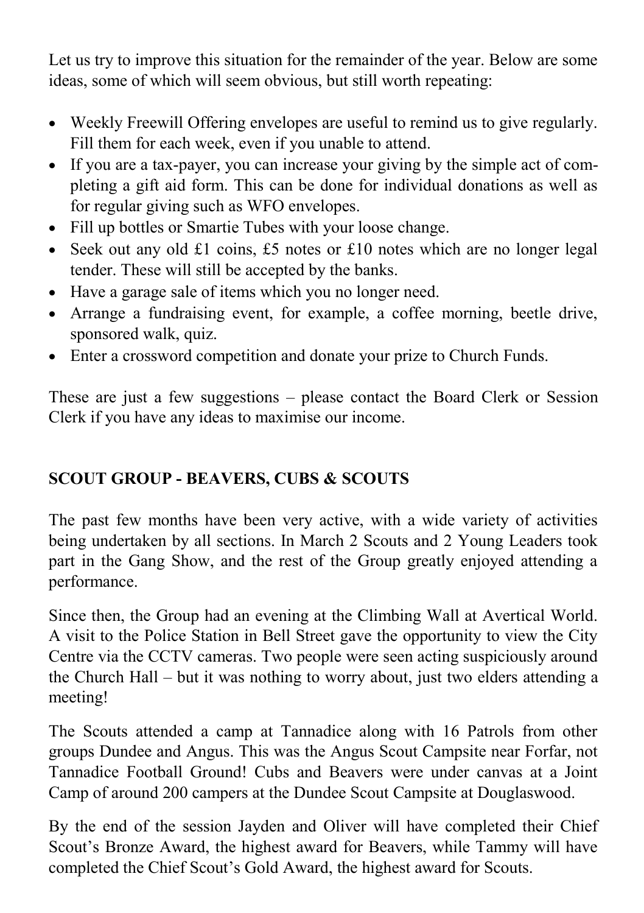Let us try to improve this situation for the remainder of the year. Below are some ideas, some of which will seem obvious, but still worth repeating:

- Weekly Freewill Offering envelopes are useful to remind us to give regularly. Fill them for each week, even if you unable to attend.
- If you are a tax-payer, you can increase your giving by the simple act of completing a gift aid form. This can be done for individual donations as well as for regular giving such as WFO envelopes.
- Fill up bottles or Smartie Tubes with your loose change.
- Seek out any old £1 coins, £5 notes or £10 notes which are no longer legal tender. These will still be accepted by the banks.
- Have a garage sale of items which you no longer need.
- Arrange a fundraising event, for example, a coffee morning, beetle drive, sponsored walk, quiz.
- Enter a crossword competition and donate your prize to Church Funds.

These are just a few suggestions – please contact the Board Clerk or Session Clerk if you have any ideas to maximise our income.

## SCOUT GROUP - BEAVERS, CUBS & SCOUTS

The past few months have been very active, with a wide variety of activities being undertaken by all sections. In March 2 Scouts and 2 Young Leaders took part in the Gang Show, and the rest of the Group greatly enjoyed attending a performance.

Since then, the Group had an evening at the Climbing Wall at Avertical World. A visit to the Police Station in Bell Street gave the opportunity to view the City Centre via the CCTV cameras. Two people were seen acting suspiciously around the Church Hall – but it was nothing to worry about, just two elders attending a meeting!

The Scouts attended a camp at Tannadice along with 16 Patrols from other groups Dundee and Angus. This was the Angus Scout Campsite near Forfar, not Tannadice Football Ground! Cubs and Beavers were under canvas at a Joint Camp of around 200 campers at the Dundee Scout Campsite at Douglaswood.

By the end of the session Jayden and Oliver will have completed their Chief Scout's Bronze Award, the highest award for Beavers, while Tammy will have completed the Chief Scout's Gold Award, the highest award for Scouts.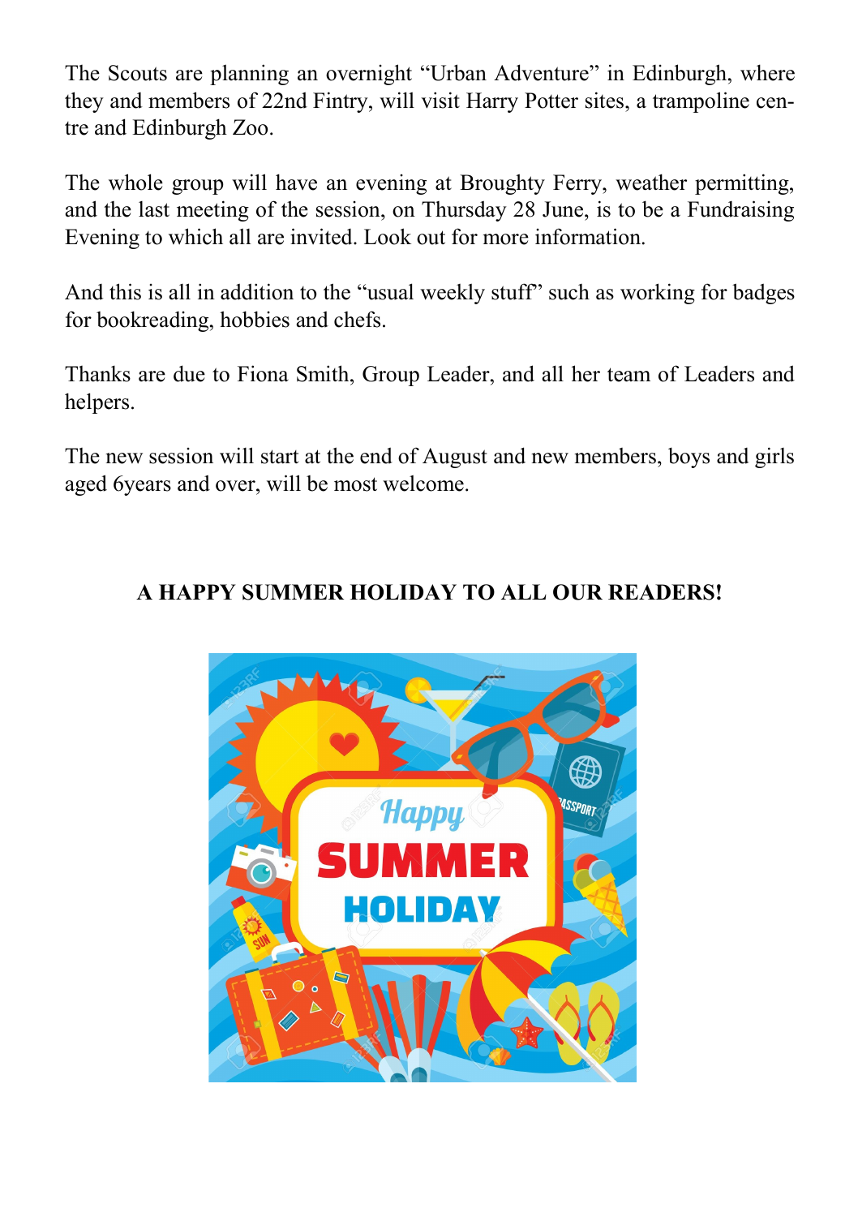The Scouts are planning an overnight "Urban Adventure" in Edinburgh, where they and members of 22nd Fintry, will visit Harry Potter sites, a trampoline centre and Edinburgh Zoo.

The whole group will have an evening at Broughty Ferry, weather permitting, and the last meeting of the session, on Thursday 28 June, is to be a Fundraising Evening to which all are invited. Look out for more information.

And this is all in addition to the "usual weekly stuff" such as working for badges for bookreading, hobbies and chefs.

Thanks are due to Fiona Smith, Group Leader, and all her team of Leaders and helpers.

The new session will start at the end of August and new members, boys and girls aged 6years and over, will be most welcome.

**A HAPPY SUMMER HOLIDAY TO ALL OUR READERS!**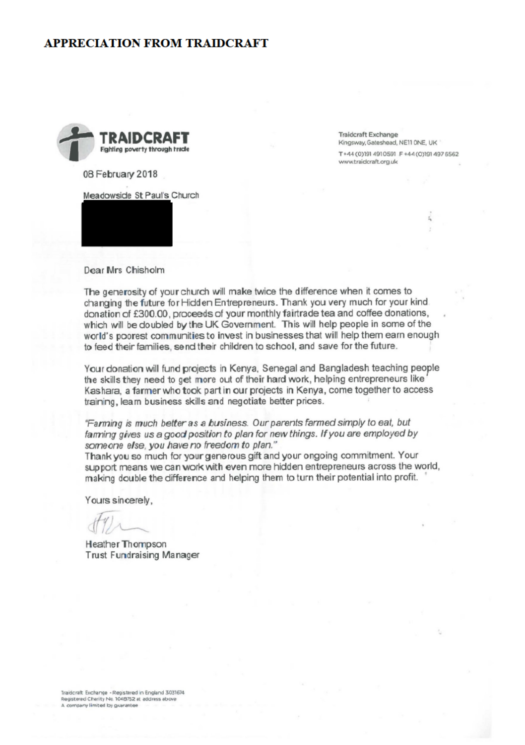# APPRECIATION FROM TRAIDCRAFT

**TRAIDCRAFT**
Fighting poverty through trade

Traidcraft Exchange
Kingsway, Gateshead, NE11 0NE, UK
T +44 (0)191 4910591 F +44 (0)191 497 6562
www.traidcraft.org.uk

08 February 2018

Meadowside St Paul's Church

Dear Mrs Chisholm

The generosity of your church will make twice the difference when it comes to changing the future for Hidden Entrepreneurs. Thank you very much for your kind donation of £300.00, proceeds of your monthly fairtrade tea and coffee donations, which will be doubled by the UK Government. This will help people in some of the world's poorest communities to invest in businesses that will help them earn enough to feed their families, send their children to school, and save for the future.

Your donation will fund projects in Kenya, Senegal and Bangladesh teaching people the skills they need to get more out of their hard work, helping entrepreneurs like Kashara, a farmer who took part in our projects in Kenya, come together to access training, learn business skills and negotiate better prices.

*"Farming is much better as a business. Our parents farmed simply to eat, but farming gives us a good position to plan for new things. If you are employed by someone else, you have no freedom to plan."*

Thank you so much for your generous gift and your ongoing commitment. Your support means we can work with even more hidden entrepreneurs across the world, making double the difference and helping them to turn their potential into profit.

Yours sincerely,

Heather Thompson
Trust Fundraising Manager

Traidcraft Exchange - Registered in England 3031674
Registered Charity No. 1048752 at address above
A company limited by guarantee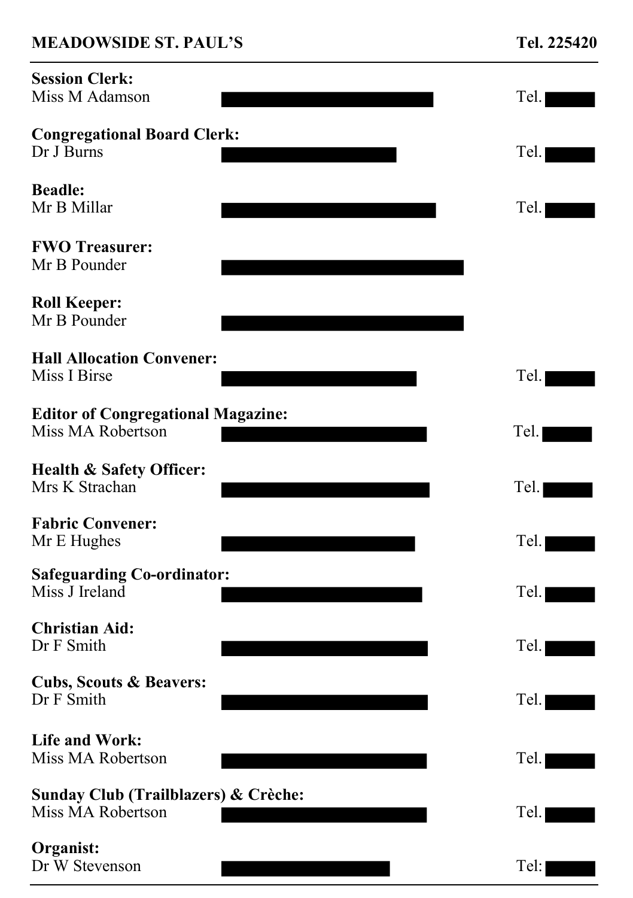**MEADOWSIDE ST. PAUL'S** **Tel. 225420**

---

**Session Clerk:**
Miss M Adamson Tel.

**Congregational Board Clerk:**
Dr J Burns Tel.

**Beadle:**
Mr B Millar Tel.

**FWO Treasurer:**
Mr B Pounder

**Roll Keeper:**
Mr B Pounder

**Hall Allocation Convener:**
Miss I Birse Tel.

**Editor of Congregational Magazine:**
Miss MA Robertson Tel.

**Health & Safety Officer:**
Mrs K Strachan Tel.

**Fabric Convener:**
Mr E Hughes Tel.

**Safeguarding Co-ordinator:**
Miss J Ireland Tel.

**Christian Aid:**
Dr F Smith Tel.

**Cubs, Scouts & Beavers:**
Dr F Smith Tel.

**Life and Work:**
Miss MA Robertson Tel.

**Sunday Club (Trailblazers) & Crèche:**
Miss MA Robertson Tel.

**Organist:**
Dr W Stevenson Tel: